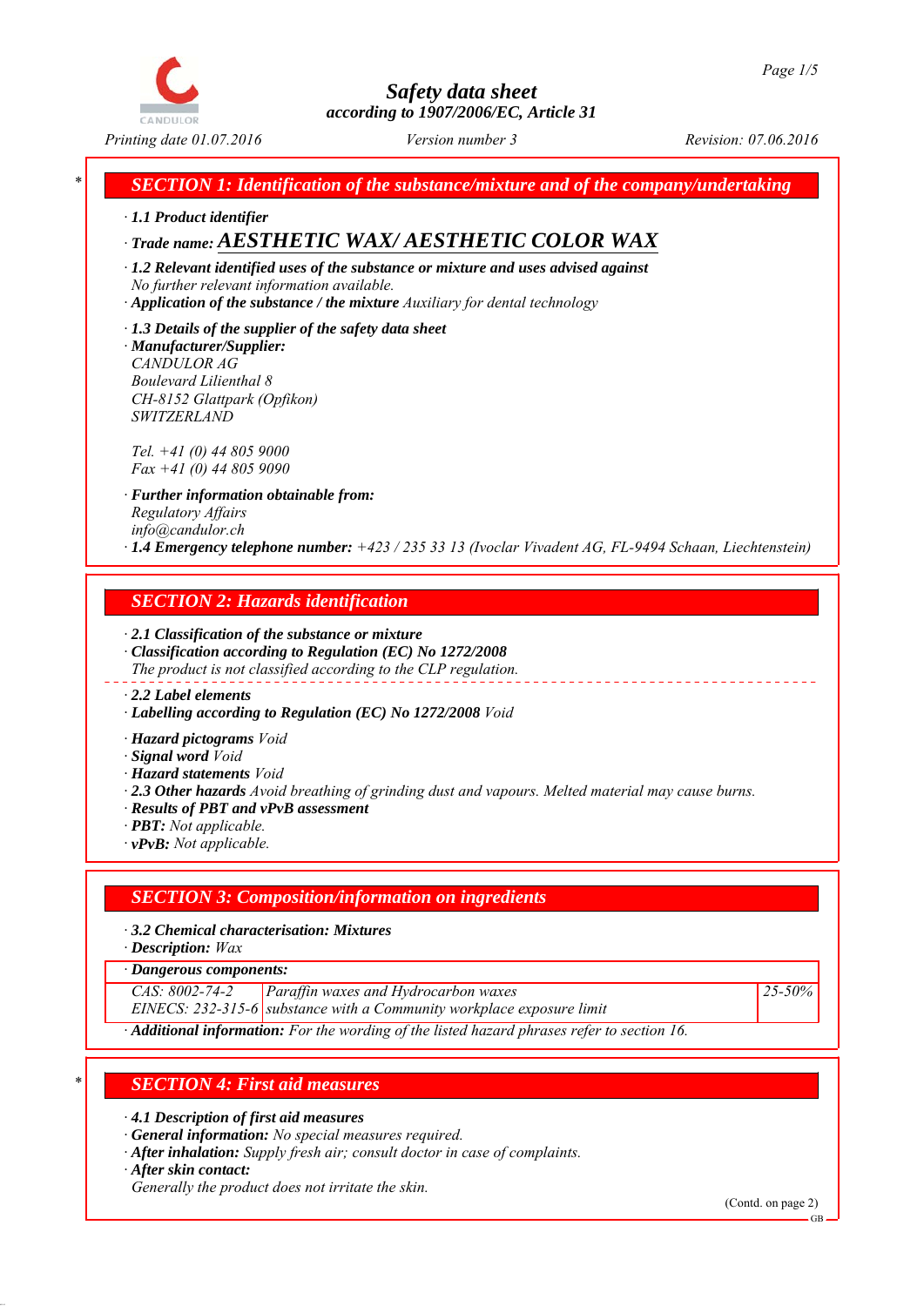# Safety data sheet

according to 1907/2006/EC, Article 31

Printing date 01.07.2016 | Version number 3 | Revision: 07.06.2016

## SECTION 1: Identification of the substance/mixture and of the company/undertaking

· **1.1 Product identifier**

· **Trade name: AESTHETIC WAX/ AESTHETIC COLOR WAX**

· **1.2 Relevant identified uses of the substance or mixture and uses advised against**
No further relevant information available.

· **Application of the substance / the mixture** Auxiliary for dental technology

· **1.3 Details of the supplier of the safety data sheet**

· **Manufacturer/Supplier:**
CANDULOR AG
Boulevard Lilienthal 8
CH-8152 Glattpark (Opfikon)
SWITZERLAND

Tel. +41 (0) 44 805 9000
Fax +41 (0) 44 805 9090

· **Further information obtainable from:**
Regulatory Affairs
info@candulor.ch

· **1.4 Emergency telephone number:** +423 / 235 33 13 (Ivoclar Vivadent AG, FL-9494 Schaan, Liechtenstein)

## SECTION 2: Hazards identification

· **2.1 Classification of the substance or mixture**

· **Classification according to Regulation (EC) No 1272/2008**
The product is not classified according to the CLP regulation.

· **2.2 Label elements**

· **Labelling according to Regulation (EC) No 1272/2008** Void

· **Hazard pictograms** Void

· **Signal word** Void

· **Hazard statements** Void

· **2.3 Other hazards** Avoid breathing of grinding dust and vapours. Melted material may cause burns.

· **Results of PBT and vPvB assessment**

· **PBT:** Not applicable.

· **vPvB:** Not applicable.

## SECTION 3: Composition/information on ingredients

· **3.2 Chemical characterisation: Mixtures**

· **Description:** Wax

· **Dangerous components:**

| | | |
|---|---|---|
| CAS: 8002-74-2<br>EINECS: 232-315-6 | Paraffin waxes and Hydrocarbon waxes<br>substance with a Community workplace exposure limit | 25-50% |

· **Additional information:** For the wording of the listed hazard phrases refer to section 16.

## SECTION 4: First aid measures

· **4.1 Description of first aid measures**

· **General information:** No special measures required.

· **After inhalation:** Supply fresh air; consult doctor in case of complaints.

· **After skin contact:**
Generally the product does not irritate the skin.

(Contd. on page 2)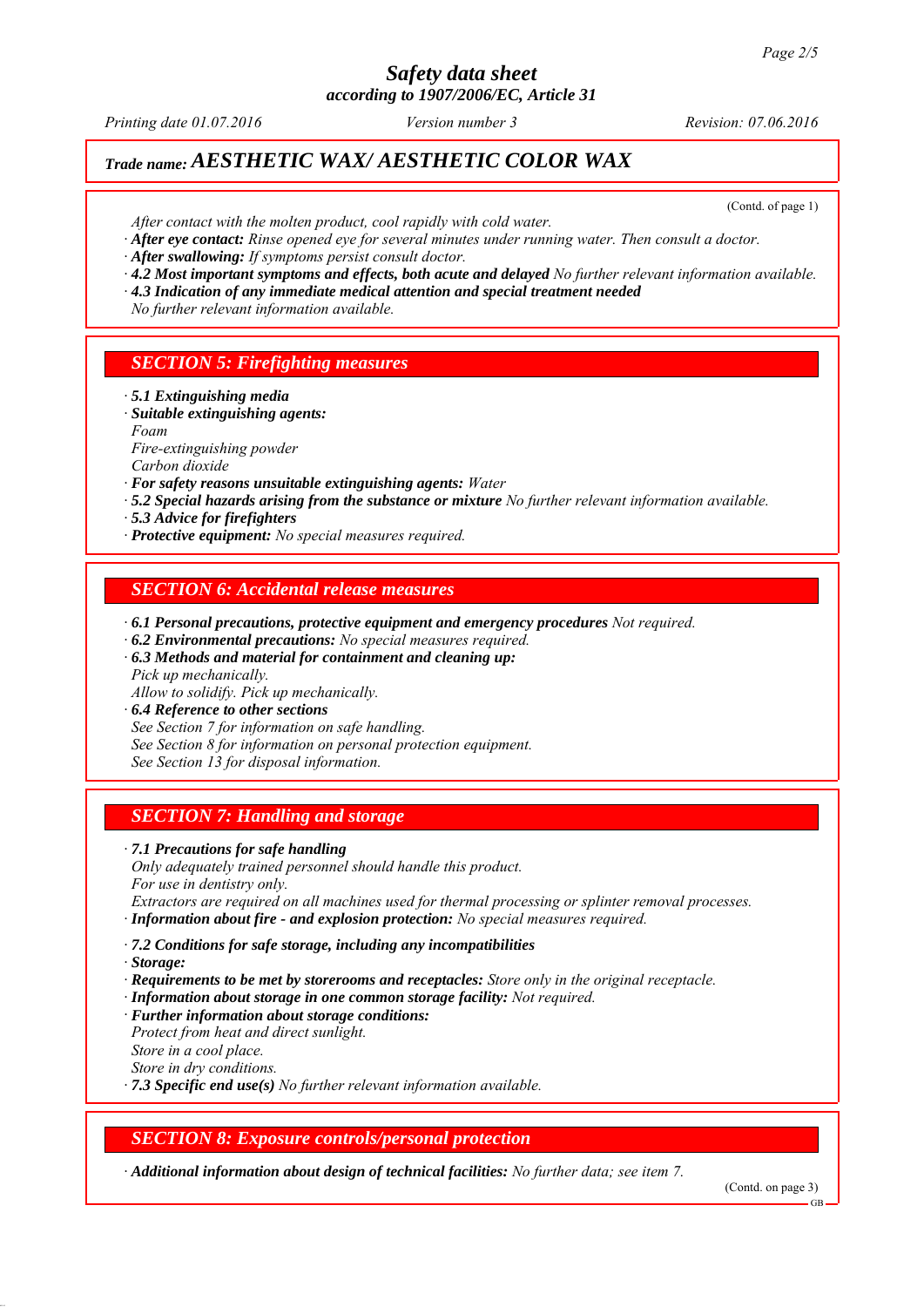# Safety data sheet
**according to 1907/2006/EC, Article 31**

*Printing date 01.07.2016* — *Version number 3* — *Revision: 07.06.2016*

## Trade name: AESTHETIC WAX/ AESTHETIC COLOR WAX

(Contd. of page 1)

After contact with the molten product, cool rapidly with cold water.

· **After eye contact:** Rinse opened eye for several minutes under running water. Then consult a doctor.

· **After swallowing:** If symptoms persist consult doctor.

· **4.2 Most important symptoms and effects, both acute and delayed** No further relevant information available.

· **4.3 Indication of any immediate medical attention and special treatment needed**
No further relevant information available.

## SECTION 5: Firefighting measures

· **5.1 Extinguishing media**

· **Suitable extinguishing agents:**
Foam
Fire-extinguishing powder
Carbon dioxide

· **For safety reasons unsuitable extinguishing agents:** Water

· **5.2 Special hazards arising from the substance or mixture** No further relevant information available.

· **5.3 Advice for firefighters**

· **Protective equipment:** No special measures required.

## SECTION 6: Accidental release measures

· **6.1 Personal precautions, protective equipment and emergency procedures** Not required.

· **6.2 Environmental precautions:** No special measures required.

· **6.3 Methods and material for containment and cleaning up:**
Pick up mechanically.
Allow to solidify. Pick up mechanically.

· **6.4 Reference to other sections**
See Section 7 for information on safe handling.
See Section 8 for information on personal protection equipment.
See Section 13 for disposal information.

## SECTION 7: Handling and storage

· **7.1 Precautions for safe handling**
Only adequately trained personnel should handle this product.
For use in dentistry only.
Extractors are required on all machines used for thermal processing or splinter removal processes.

· **Information about fire - and explosion protection:** No special measures required.

· **7.2 Conditions for safe storage, including any incompatibilities**

· **Storage:**

· **Requirements to be met by storerooms and receptacles:** Store only in the original receptacle.

· **Information about storage in one common storage facility:** Not required.

· **Further information about storage conditions:**
Protect from heat and direct sunlight.
Store in a cool place.
Store in dry conditions.

· **7.3 Specific end use(s)** No further relevant information available.

## SECTION 8: Exposure controls/personal protection

· **Additional information about design of technical facilities:** No further data; see item 7.

(Contd. on page 3)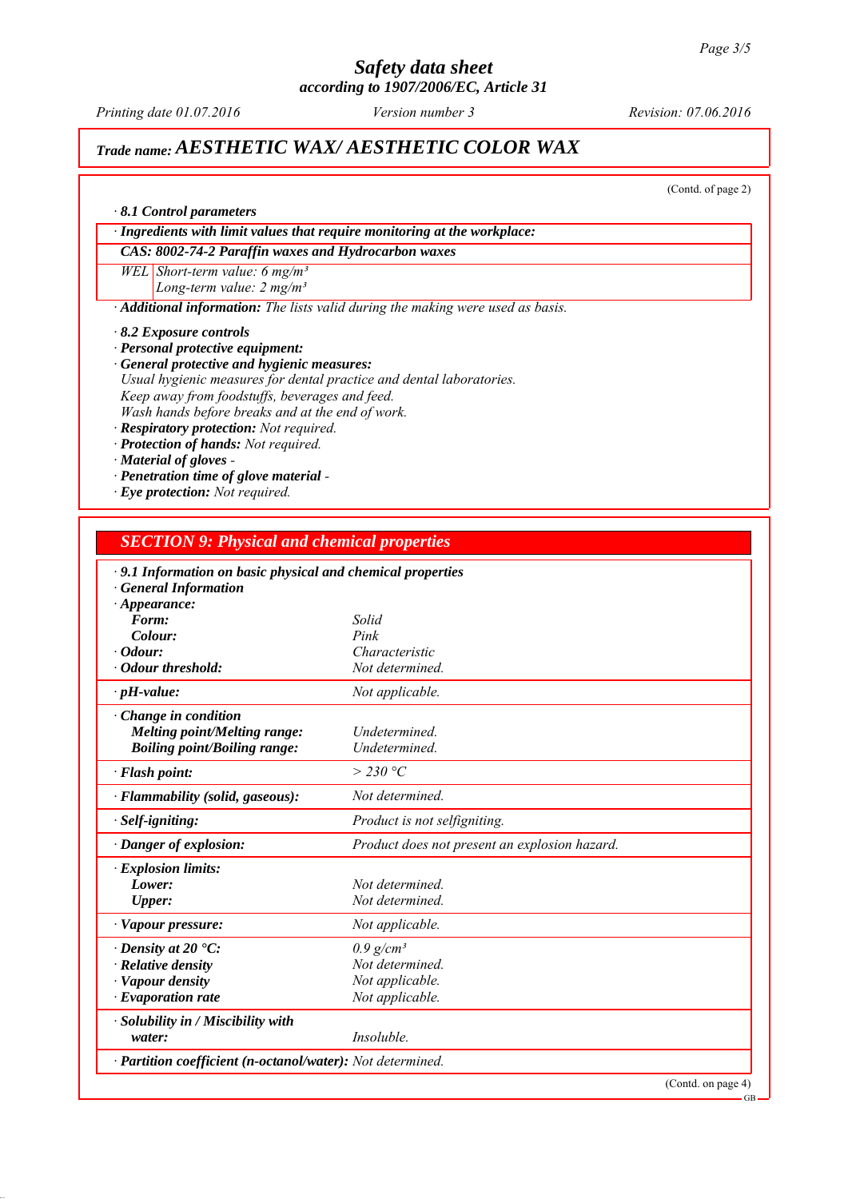# Safety data sheet

**according to 1907/2006/EC, Article 31**

*Printing date 01.07.2016* *Version number 3* *Revision: 07.06.2016*

## Trade name: *AESTHETIC WAX/ AESTHETIC COLOR WAX*

(Contd. of page 2)

· **8.1 Control parameters**

· **Ingredients with limit values that require monitoring at the workplace:**

**CAS: 8002-74-2 Paraffin waxes and Hydrocarbon waxes**

| WEL | Short-term value: 6 mg/m³<br>Long-term value: 2 mg/m³ |
|---|---|

· **Additional information:** The lists valid during the making were used as basis.

· **8.2 Exposure controls**
· **Personal protective equipment:**
· **General protective and hygienic measures:**
Usual hygienic measures for dental practice and dental laboratories.
Keep away from foodstuffs, beverages and feed.
Wash hands before breaks and at the end of work.
· **Respiratory protection:** Not required.
· **Protection of hands:** Not required.
· **Material of gloves** -
· **Penetration time of glove material** -
· **Eye protection:** Not required.

## SECTION 9: Physical and chemical properties

| · **9.1 Information on basic physical and chemical properties** | |
|---|---|
| · **General Information** | |
| · **Appearance:** | |
| **Form:** | Solid |
| **Colour:** | Pink |
| · **Odour:** | Characteristic |
| · **Odour threshold:** | Not determined. |
| · **pH-value:** | Not applicable. |
| · **Change in condition** | |
| **Melting point/Melting range:** | Undetermined. |
| **Boiling point/Boiling range:** | Undetermined. |
| · **Flash point:** | > 230 °C |
| · **Flammability (solid, gaseous):** | Not determined. |
| · **Self-igniting:** | Product is not selfigniting. |
| · **Danger of explosion:** | Product does not present an explosion hazard. |
| · **Explosion limits:** | |
| **Lower:** | Not determined. |
| **Upper:** | Not determined. |
| · **Vapour pressure:** | Not applicable. |
| · **Density at 20 °C:** | 0.9 g/cm³ |
| · **Relative density** | Not determined. |
| · **Vapour density** | Not applicable. |
| · **Evaporation rate** | Not applicable. |
| · **Solubility in / Miscibility with water:** | Insoluble. |
| · **Partition coefficient (n-octanol/water):** | Not determined. |

(Contd. on page 4)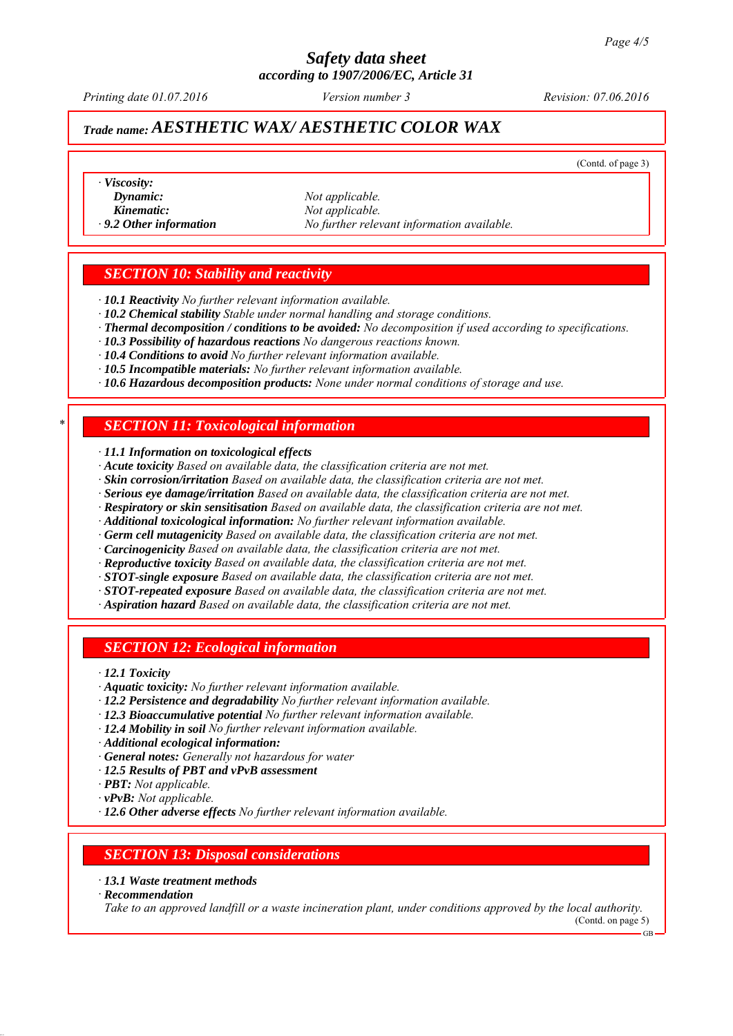**Trade name:** ***AESTHETIC WAX/ AESTHETIC COLOR WAX***

(Contd. of page 3)

*· **Viscosity:***

| | |
|---|---|
| ***Dynamic:*** | *Not applicable.* |
| ***Kinematic:*** | *Not applicable.* |
| *· **9.2 Other information*** | *No further relevant information available.* |

## *SECTION 10: Stability and reactivity*

*· **10.1 Reactivity** No further relevant information available.*
*· **10.2 Chemical stability** Stable under normal handling and storage conditions.*
*· **Thermal decomposition / conditions to be avoided:** No decomposition if used according to specifications.*
*· **10.3 Possibility of hazardous reactions** No dangerous reactions known.*
*· **10.4 Conditions to avoid** No further relevant information available.*
*· **10.5 Incompatible materials:** No further relevant information available.*
*· **10.6 Hazardous decomposition products:** None under normal conditions of storage and use.*

## * *SECTION 11: Toxicological information*

*· **11.1 Information on toxicological effects***
*· **Acute toxicity** Based on available data, the classification criteria are not met.*
*· **Skin corrosion/irritation** Based on available data, the classification criteria are not met.*
*· **Serious eye damage/irritation** Based on available data, the classification criteria are not met.*
*· **Respiratory or skin sensitisation** Based on available data, the classification criteria are not met.*
*· **Additional toxicological information:** No further relevant information available.*
*· **Germ cell mutagenicity** Based on available data, the classification criteria are not met.*
*· **Carcinogenicity** Based on available data, the classification criteria are not met.*
*· **Reproductive toxicity** Based on available data, the classification criteria are not met.*
*· **STOT-single exposure** Based on available data, the classification criteria are not met.*
*· **STOT-repeated exposure** Based on available data, the classification criteria are not met.*
*· **Aspiration hazard** Based on available data, the classification criteria are not met.*

## *SECTION 12: Ecological information*

*· **12.1 Toxicity***
*· **Aquatic toxicity:** No further relevant information available.*
*· **12.2 Persistence and degradability** No further relevant information available.*
*· **12.3 Bioaccumulative potential** No further relevant information available.*
*· **12.4 Mobility in soil** No further relevant information available.*
*· **Additional ecological information:***
*· **General notes:** Generally not hazardous for water*
*· **12.5 Results of PBT and vPvB assessment***
*· **PBT:** Not applicable.*
*· **vPvB:** Not applicable.*
*· **12.6 Other adverse effects** No further relevant information available.*

## *SECTION 13: Disposal considerations*

*· **13.1 Waste treatment methods***
*· **Recommendation***
*Take to an approved landfill or a waste incineration plant, under conditions approved by the local authority.*

(Contd. on page 5)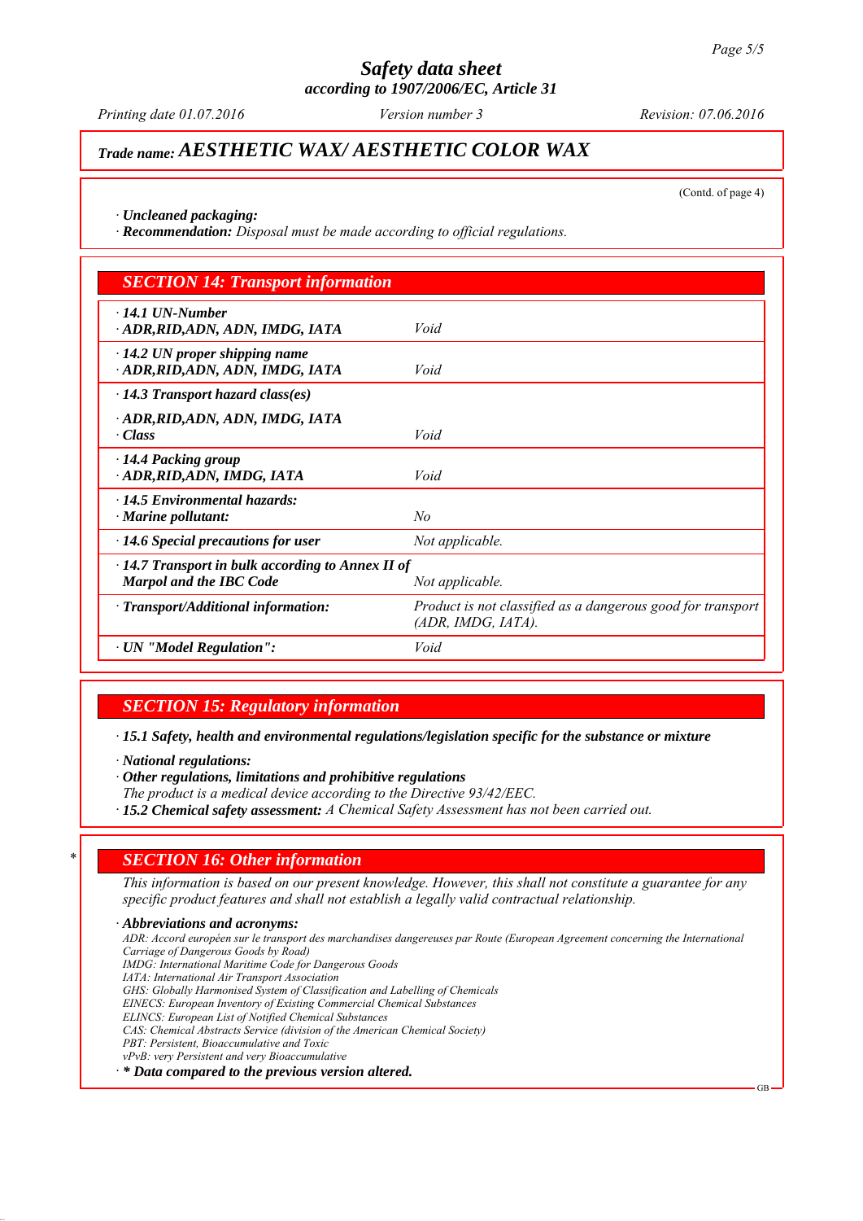*Trade name:* ***AESTHETIC WAX/ AESTHETIC COLOR WAX***

(Contd. of page 4)

· ***Uncleaned packaging:***
· ***Recommendation:*** *Disposal must be made according to official regulations.*

## SECTION 14: Transport information

| | |
|---|---|
| · **14.1 UN-Number**<br>· **ADR,RID,ADN, ADN, IMDG, IATA** | *Void* |
| · **14.2 UN proper shipping name**<br>· **ADR,RID,ADN, ADN, IMDG, IATA** | *Void* |
| · **14.3 Transport hazard class(es)**<br>· **ADR,RID,ADN, ADN, IMDG, IATA**<br>· **Class** | *Void* |
| · **14.4 Packing group**<br>· **ADR,RID,ADN, IMDG, IATA** | *Void* |
| · **14.5 Environmental hazards:**<br>· **Marine pollutant:** | *No* |
| · **14.6 Special precautions for user** | *Not applicable.* |
| · **14.7 Transport in bulk according to Annex II of Marpol and the IBC Code** | *Not applicable.* |
| · **Transport/Additional information:** | *Product is not classified as a dangerous good for transport (ADR, IMDG, IATA).* |
| · **UN "Model Regulation":** | *Void* |

## SECTION 15: Regulatory information

· ***15.1 Safety, health and environmental regulations/legislation specific for the substance or mixture***

· ***National regulations:***
· ***Other regulations, limitations and prohibitive regulations***
*The product is a medical device according to the Directive 93/42/EEC.*
· ***15.2 Chemical safety assessment:*** *A Chemical Safety Assessment has not been carried out.*

## * SECTION 16: Other information

*This information is based on our present knowledge. However, this shall not constitute a guarantee for any specific product features and shall not establish a legally valid contractual relationship.*

· ***Abbreviations and acronyms:***
*ADR: Accord européen sur le transport des marchandises dangereuses par Route (European Agreement concerning the International Carriage of Dangerous Goods by Road)*
*IMDG: International Maritime Code for Dangerous Goods*
*IATA: International Air Transport Association*
*GHS: Globally Harmonised System of Classification and Labelling of Chemicals*
*EINECS: European Inventory of Existing Commercial Chemical Substances*
*ELINCS: European List of Notified Chemical Substances*
*CAS: Chemical Abstracts Service (division of the American Chemical Society)*
*PBT: Persistent, Bioaccumulative and Toxic*
*vPvB: very Persistent and very Bioaccumulative*
· ***\* Data compared to the previous version altered.***